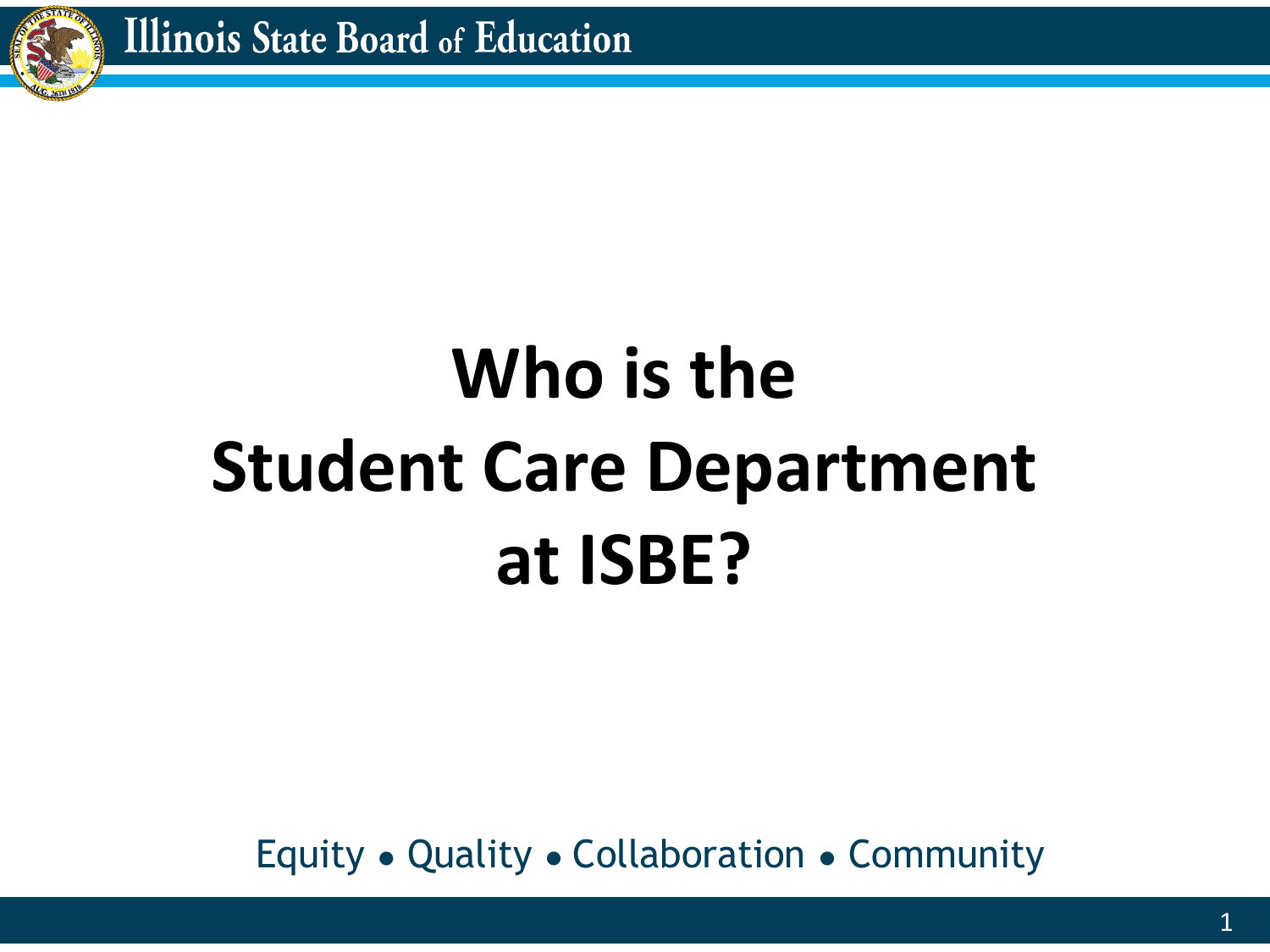# Who is the Student Care Department at ISBE?

Equity • Quality • Collaboration • Community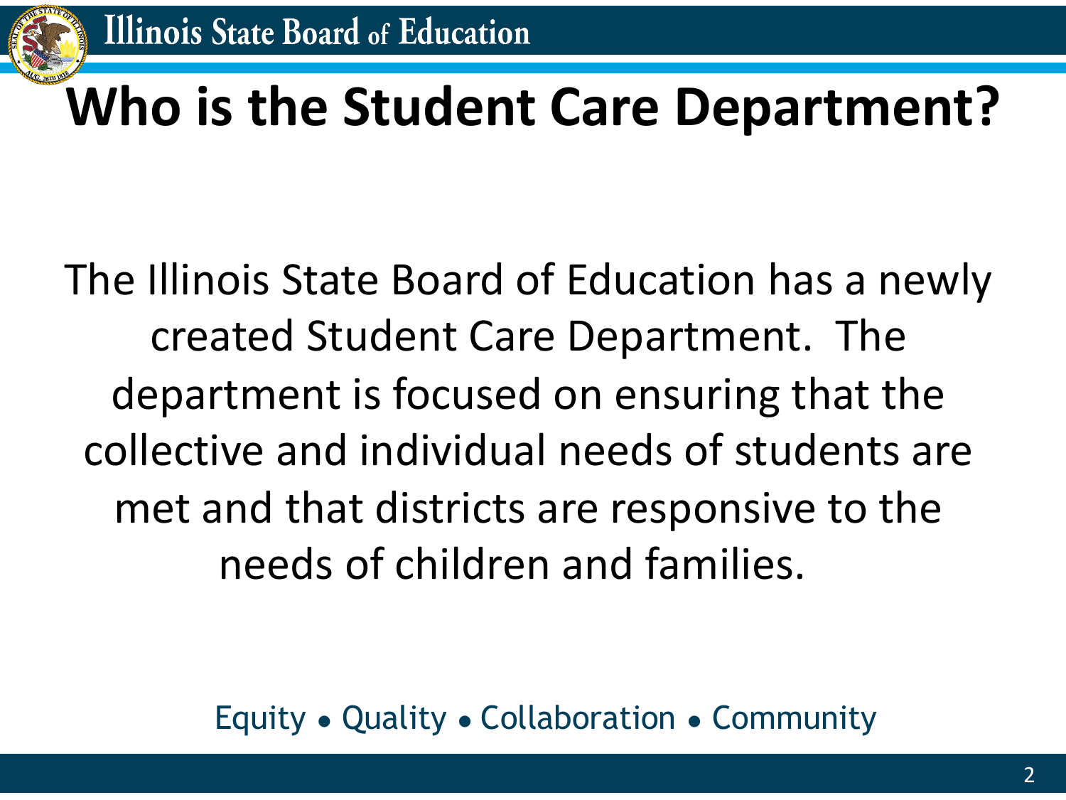# Who is the Student Care Department?

The Illinois State Board of Education has a newly created Student Care Department. The department is focused on ensuring that the collective and individual needs of students are met and that districts are responsive to the needs of children and families.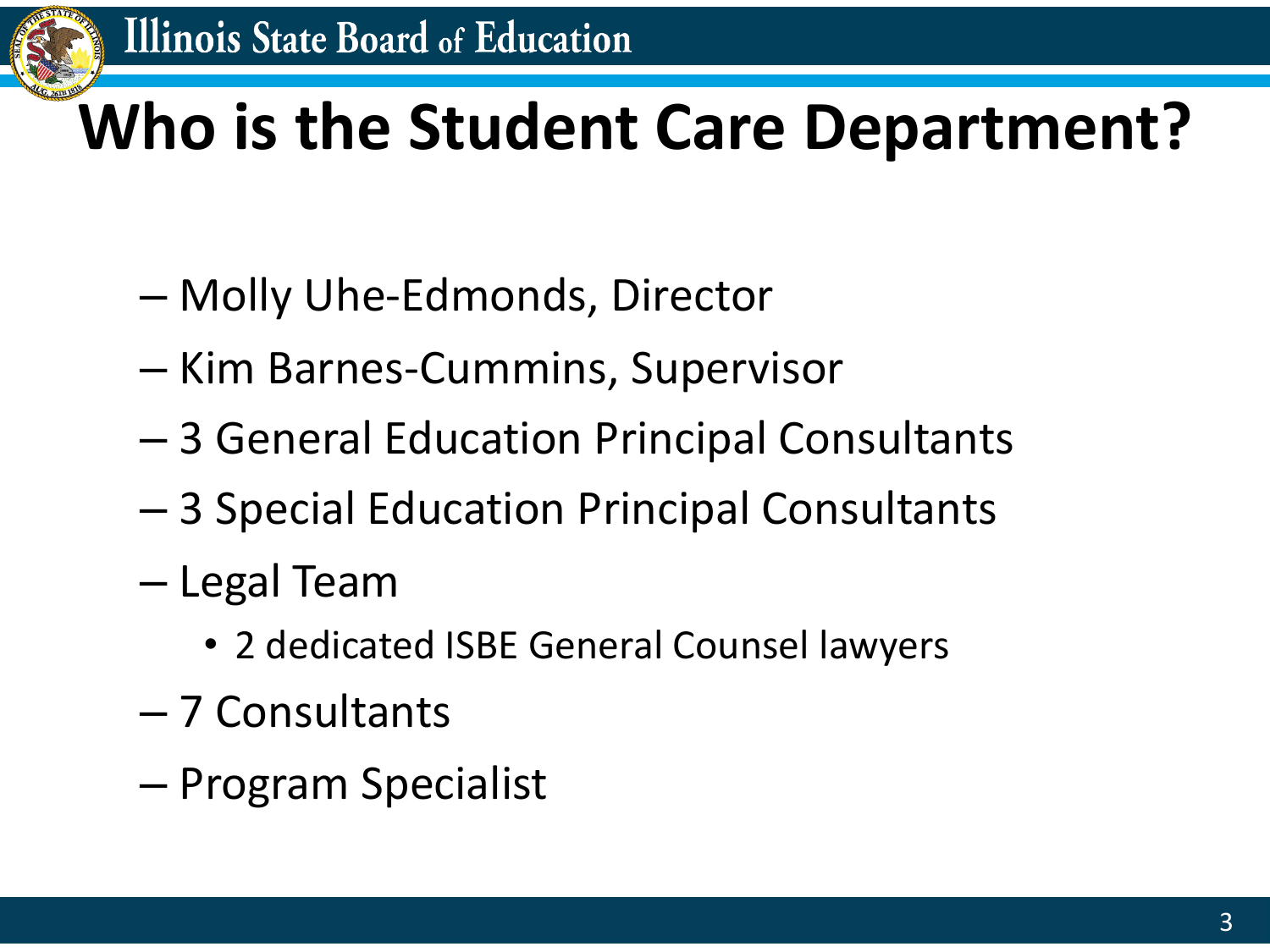# Who is the Student Care Department?

- Molly Uhe-Edmonds, Director
- Kim Barnes-Cummins, Supervisor
- 3 General Education Principal Consultants
- 3 Special Education Principal Consultants
- Legal Team
  - 2 dedicated ISBE General Counsel lawyers
- 7 Consultants
- Program Specialist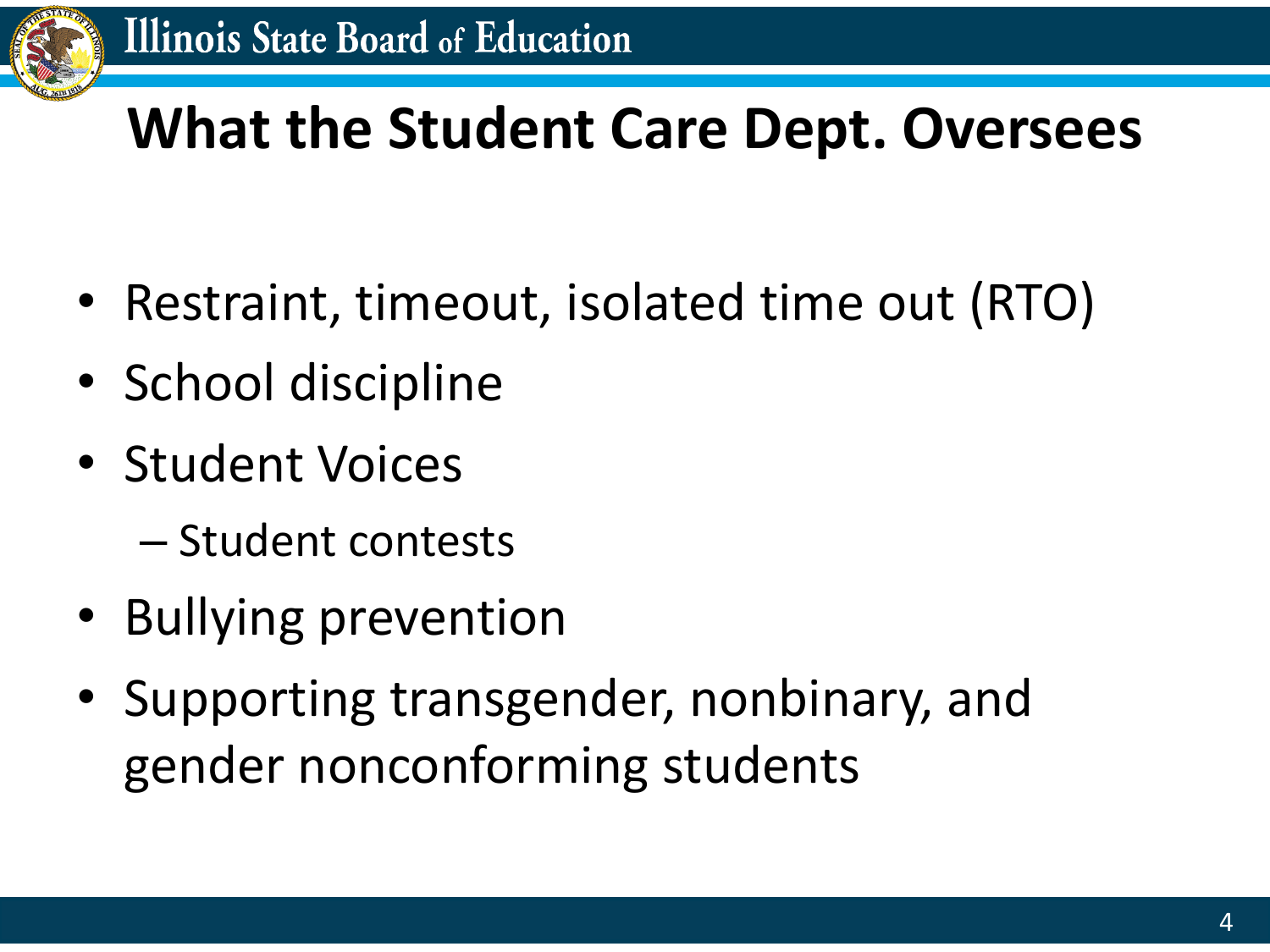# What the Student Care Dept. Oversees

- Restraint, timeout, isolated time out (RTO)
- School discipline
- Student Voices
  - Student contests
- Bullying prevention
- Supporting transgender, nonbinary, and gender nonconforming students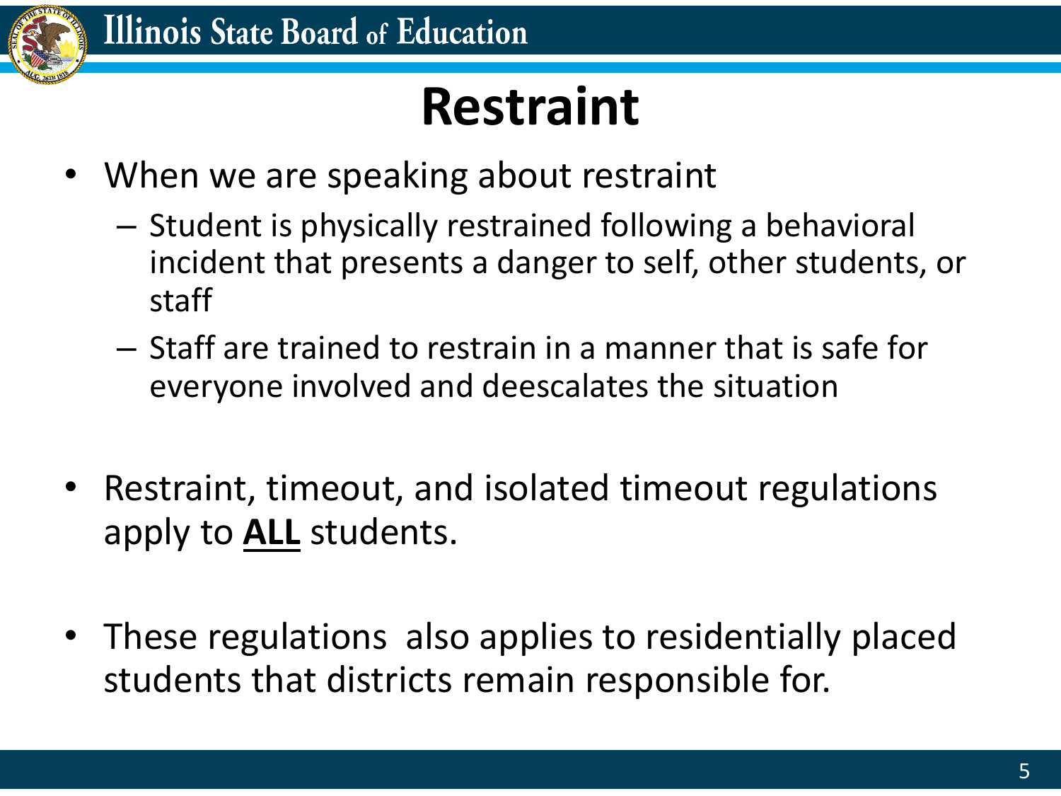# Restraint

- When we are speaking about restraint
  - Student is physically restrained following a behavioral incident that presents a danger to self, other students, or staff
  - Staff are trained to restrain in a manner that is safe for everyone involved and deescalates the situation

- Restraint, timeout, and isolated timeout regulations apply to **<u>ALL</u>** students.

- These regulations  also applies to residentially placed students that districts remain responsible for.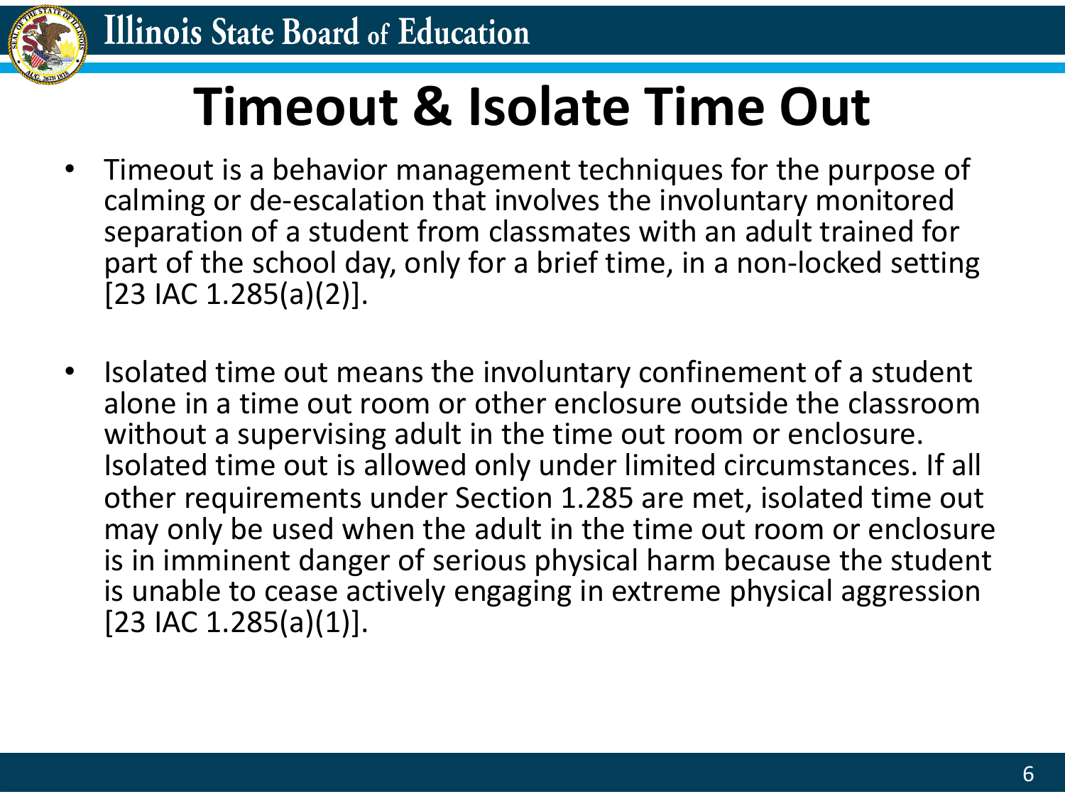# Timeout & Isolate Time Out

- Timeout is a behavior management techniques for the purpose of calming or de-escalation that involves the involuntary monitored separation of a student from classmates with an adult trained for part of the school day, only for a brief time, in a non-locked setting [23 IAC 1.285(a)(2)].

- Isolated time out means the involuntary confinement of a student alone in a time out room or other enclosure outside the classroom without a supervising adult in the time out room or enclosure. Isolated time out is allowed only under limited circumstances. If all other requirements under Section 1.285 are met, isolated time out may only be used when the adult in the time out room or enclosure is in imminent danger of serious physical harm because the student is unable to cease actively engaging in extreme physical aggression [23 IAC 1.285(a)(1)].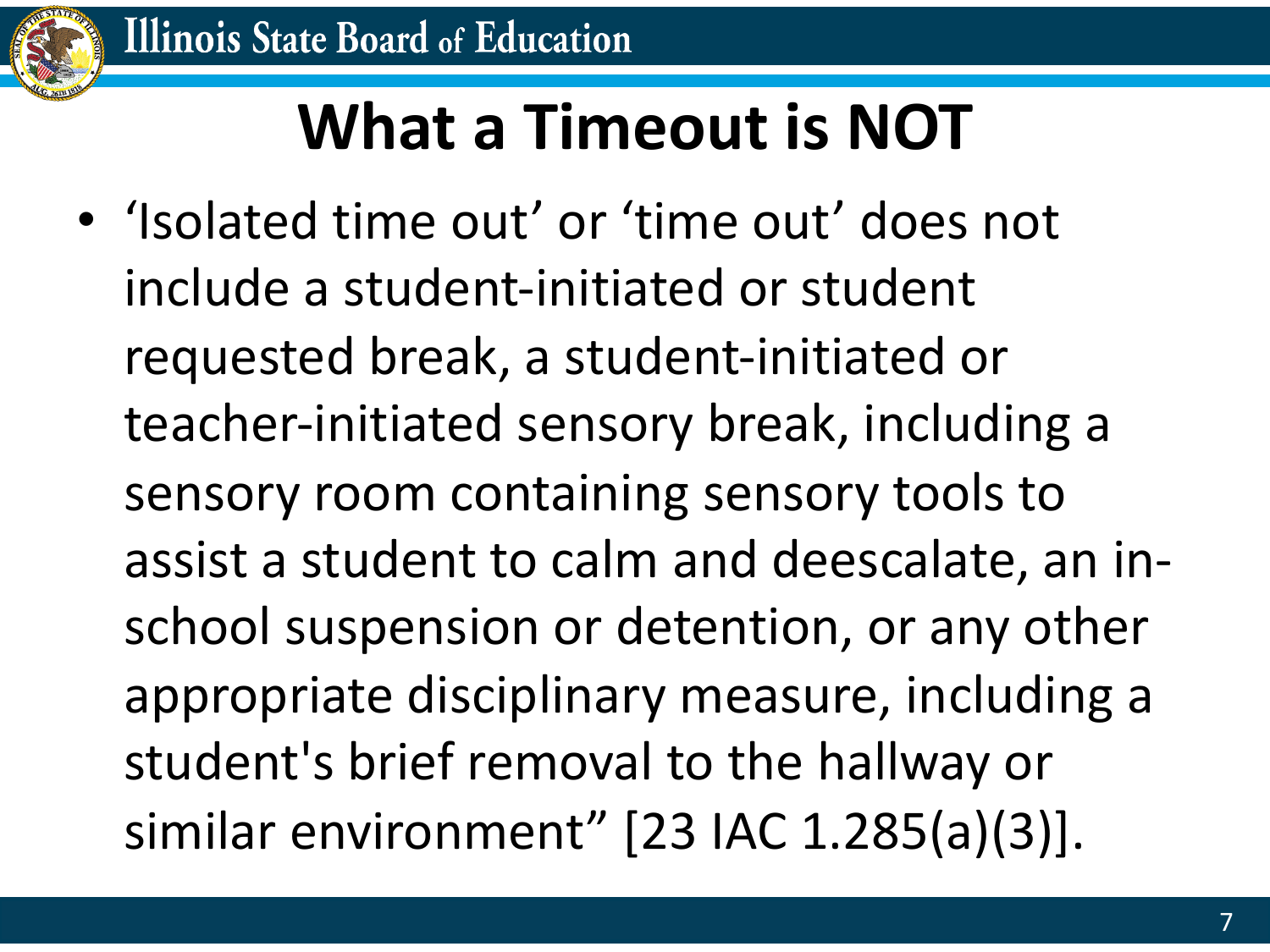# What a Timeout is NOT

- 'Isolated time out' or 'time out' does not include a student-initiated or student requested break, a student-initiated or teacher-initiated sensory break, including a sensory room containing sensory tools to assist a student to calm and deescalate, an in-school suspension or detention, or any other appropriate disciplinary measure, including a student's brief removal to the hallway or similar environment" [23 IAC 1.285(a)(3)].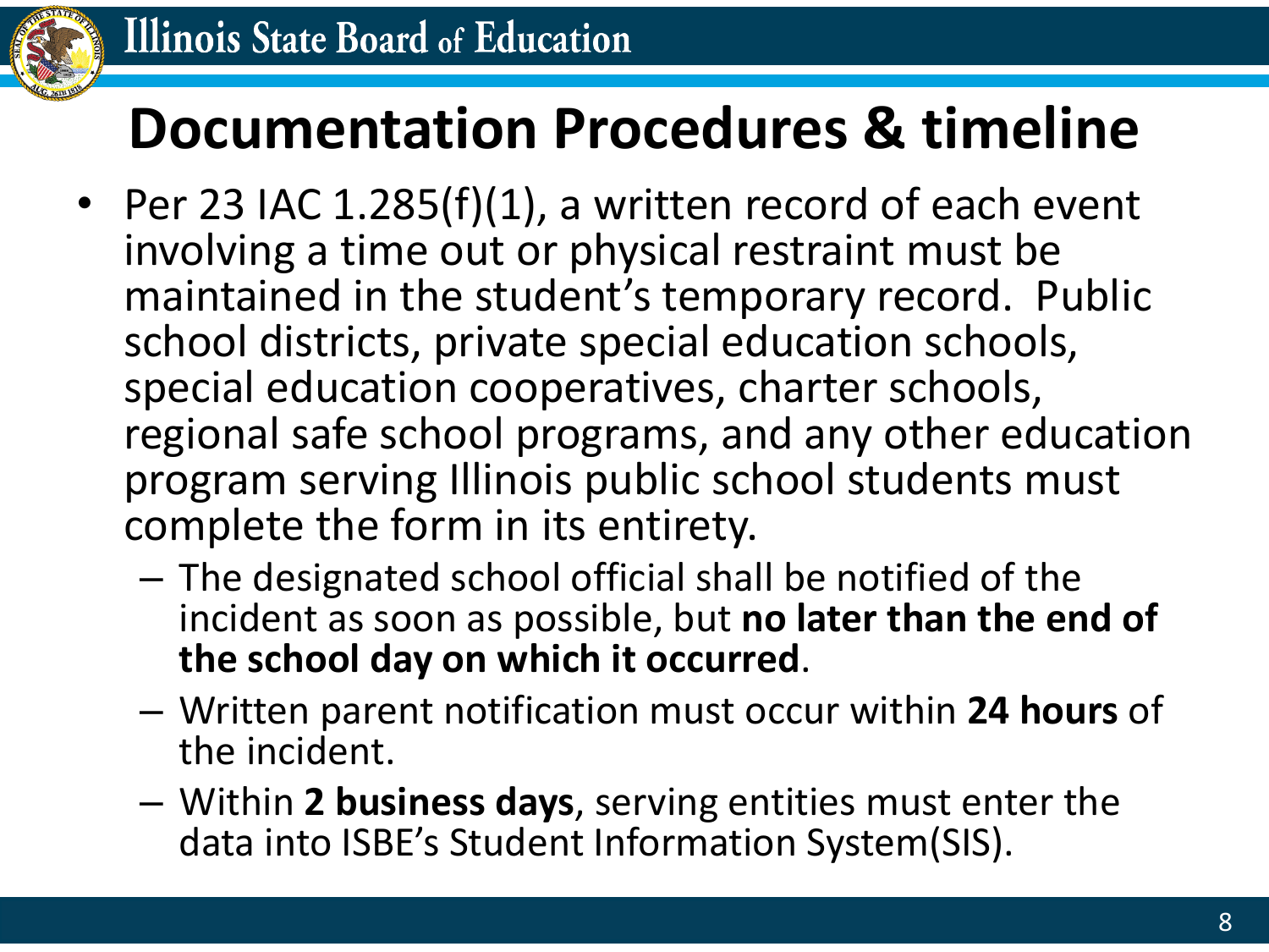# Documentation Procedures & timeline

- Per 23 IAC 1.285(f)(1), a written record of each event involving a time out or physical restraint must be maintained in the student's temporary record. Public school districts, private special education schools, special education cooperatives, charter schools, regional safe school programs, and any other education program serving Illinois public school students must complete the form in its entirety.
  - The designated school official shall be notified of the incident as soon as possible, but **no later than the end of the school day on which it occurred**.
  - Written parent notification must occur within **24 hours** of the incident.
  - Within **2 business days**, serving entities must enter the data into ISBE's Student Information System(SIS).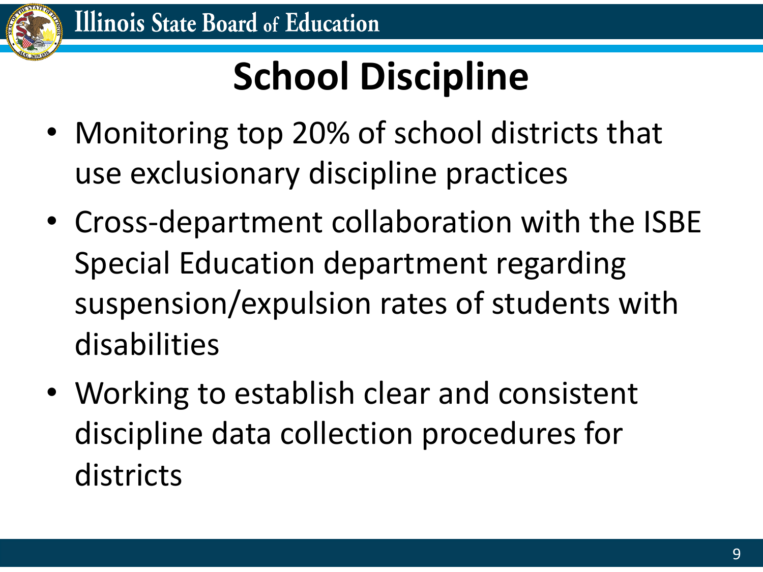# School Discipline

- Monitoring top 20% of school districts that use exclusionary discipline practices
- Cross-department collaboration with the ISBE Special Education department regarding suspension/expulsion rates of students with disabilities
- Working to establish clear and consistent discipline data collection procedures for districts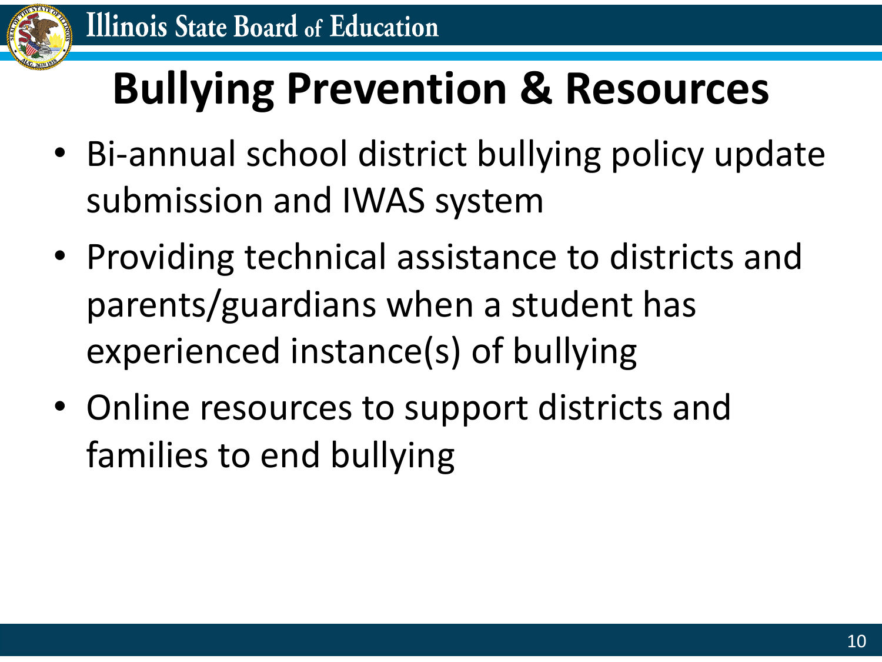# Bullying Prevention & Resources

- Bi-annual school district bullying policy update submission and IWAS system
- Providing technical assistance to districts and parents/guardians when a student has experienced instance(s) of bullying
- Online resources to support districts and families to end bullying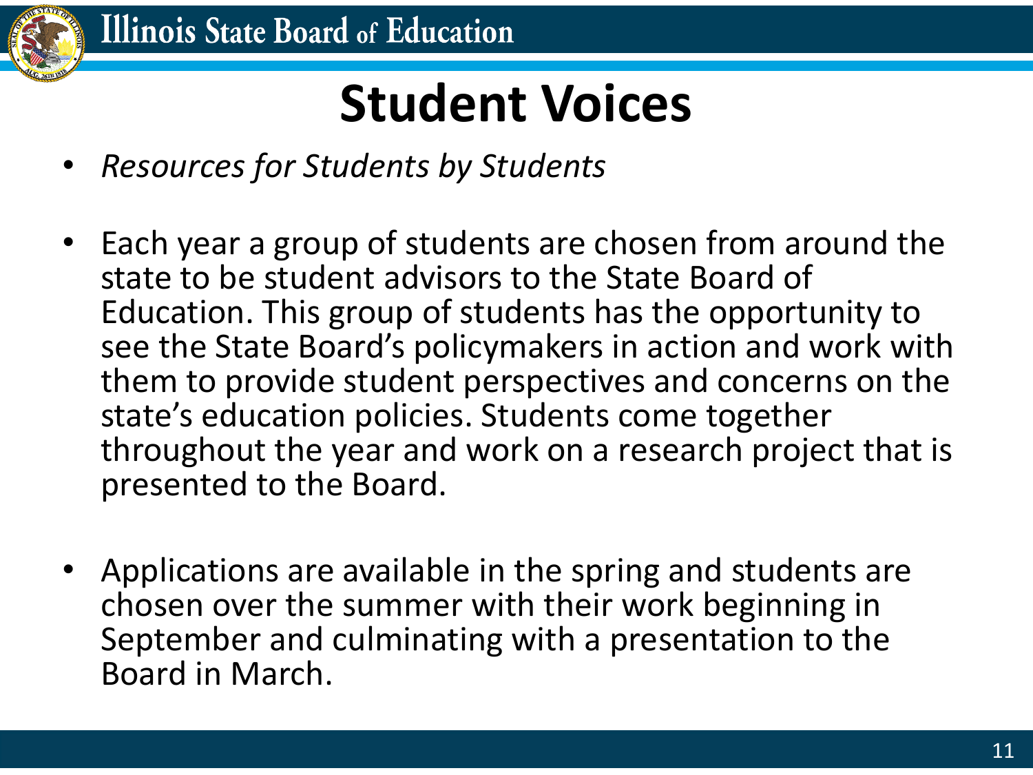# Student Voices

- *Resources for Students by Students*

- Each year a group of students are chosen from around the state to be student advisors to the State Board of Education. This group of students has the opportunity to see the State Board's policymakers in action and work with them to provide student perspectives and concerns on the state's education policies. Students come together throughout the year and work on a research project that is presented to the Board.

- Applications are available in the spring and students are chosen over the summer with their work beginning in September and culminating with a presentation to the Board in March.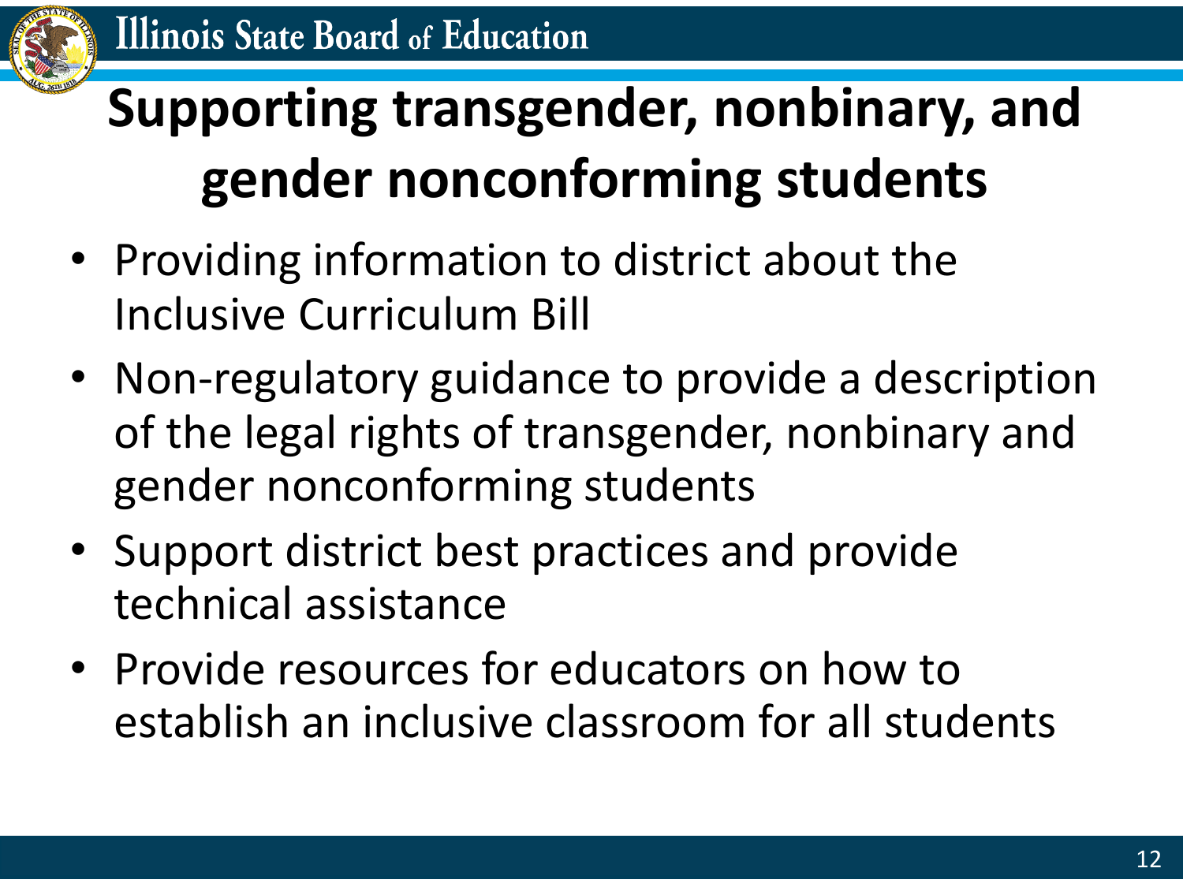# Supporting transgender, nonbinary, and gender nonconforming students

- Providing information to district about the Inclusive Curriculum Bill
- Non-regulatory guidance to provide a description of the legal rights of transgender, nonbinary and gender nonconforming students
- Support district best practices and provide technical assistance
- Provide resources for educators on how to establish an inclusive classroom for all students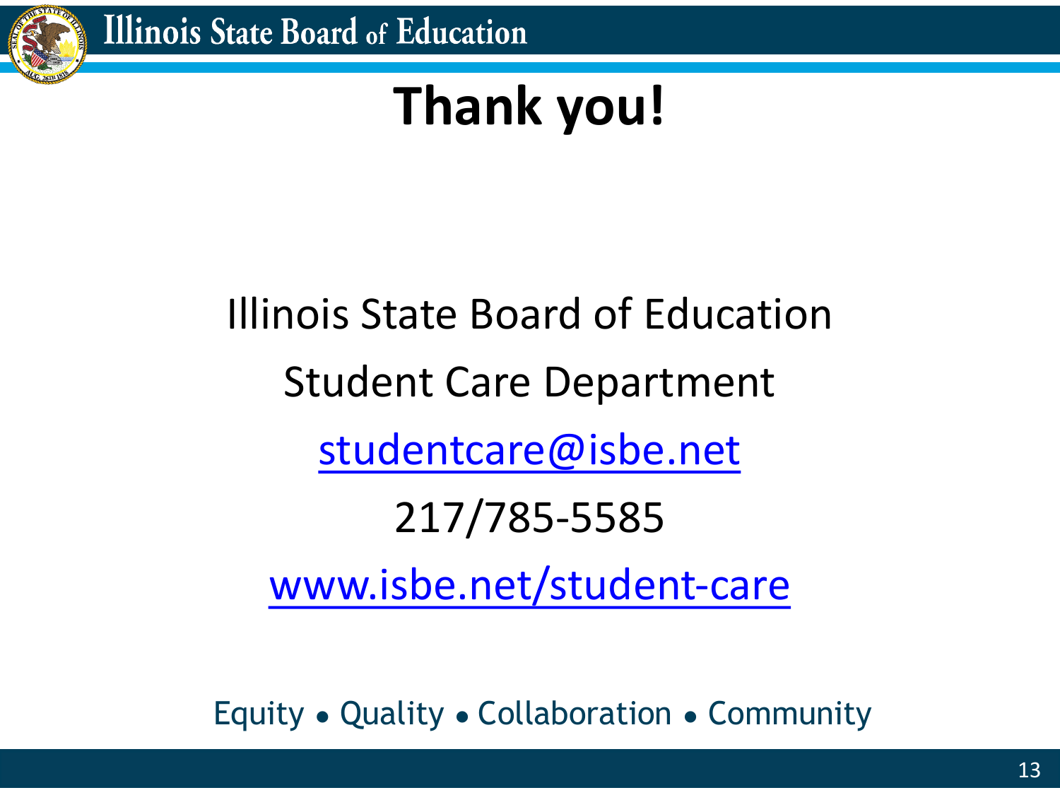# Thank you!

Illinois State Board of Education

Student Care Department

studentcare@isbe.net

217/785-5585

www.isbe.net/student-care

Equity • Quality • Collaboration • Community